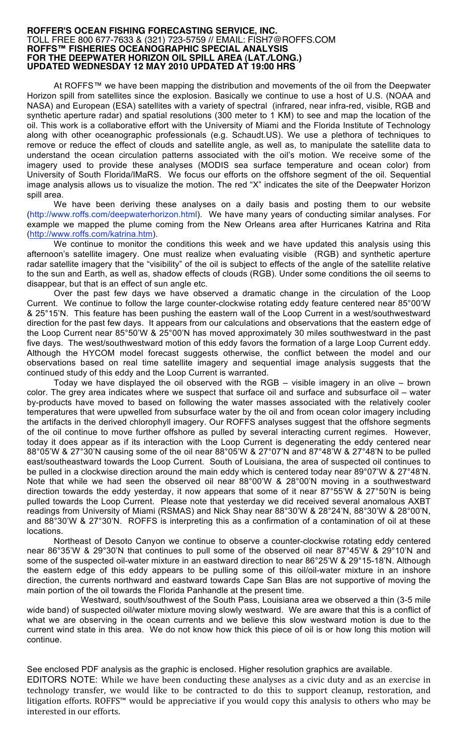**ROFFER'S OCEAN FISHING FORECASTING SERVICE, INC.**
TOLL FREE 800 677-7633 & (321) 723-5759 // EMAIL: FISH7@ROFFS.COM
**ROFFS™ FISHERIES OCEANOGRAPHIC SPECIAL ANALYSIS**
**FOR THE DEEPWATER HORIZON OIL SPILL AREA (LAT./LONG.)**
**UPDATED WEDNESDAY 12 MAY 2010 UPDATED AT 19:00 HRS**

At ROFFS™ we have been mapping the distribution and movements of the oil from the Deepwater Horizon spill from satellites since the explosion. Basically we continue to use a host of U.S. (NOAA and NASA) and European (ESA) satellites with a variety of spectral (infrared, near infra-red, visible, RGB and synthetic aperture radar) and spatial resolutions (300 meter to 1 KM) to see and map the location of the oil. This work is a collaborative effort with the University of Miami and the Florida Institute of Technology along with other oceanographic professionals (e.g. Schaudt.US). We use a plethora of techniques to remove or reduce the effect of clouds and satellite angle, as well as, to manipulate the satellite data to understand the ocean circulation patterns associated with the oil's motion. We receive some of the imagery used to provide these analyses (MODIS sea surface temperature and ocean color) from University of South Florida/IMaRS. We focus our efforts on the offshore segment of the oil. Sequential image analysis allows us to visualize the motion. The red "X" indicates the site of the Deepwater Horizon spill area.

We have been deriving these analyses on a daily basis and posting them to our website (http://www.roffs.com/deepwaterhorizon.html). We have many years of conducting similar analyses. For example we mapped the plume coming from the New Orleans area after Hurricanes Katrina and Rita (http://www.roffs.com/katrina.htm).

We continue to monitor the conditions this week and we have updated this analysis using this afternoon's satellite imagery. One must realize when evaluating visible (RGB) and synthetic aperture radar satellite imagery that the "visibility" of the oil is subject to effects of the angle of the satellite relative to the sun and Earth, as well as, shadow effects of clouds (RGB). Under some conditions the oil seems to disappear, but that is an effect of sun angle etc.

Over the past few days we have observed a dramatic change in the circulation of the Loop Current. We continue to follow the large counter-clockwise rotating eddy feature centered near 85°00'W & 25°15'N. This feature has been pushing the eastern wall of the Loop Current in a west/southwestward direction for the past few days. It appears from our calculations and observations that the eastern edge of the Loop Current near 85°50'W & 25°00'N has moved approximately 30 miles southwestward in the past five days. The west/southwestward motion of this eddy favors the formation of a large Loop Current eddy. Although the HYCOM model forecast suggests otherwise, the conflict between the model and our observations based on real time satellite imagery and sequential image analysis suggests that the continued study of this eddy and the Loop Current is warranted.

Today we have displayed the oil observed with the RGB – visible imagery in an olive – brown color. The grey area indicates where we suspect that surface oil and surface and subsurface oil – water by-products have moved to based on following the water masses associated with the relatively cooler temperatures that were upwelled from subsurface water by the oil and from ocean color imagery including the artifacts in the derived chlorophyll imagery. Our ROFFS analyses suggest that the offshore segments of the oil continue to move further offshore as pulled by several interacting current regimes. However, today it does appear as if its interaction with the Loop Current is degenerating the eddy centered near 88°05'W & 27°30'N causing some of the oil near 88°05'W & 27°07'N and 87°48'W & 27°48'N to be pulled east/southeastward towards the Loop Current. South of Louisiana, the area of suspected oil continues to be pulled in a clockwise direction around the main eddy which is centered today near 89°07'W & 27°48'N. Note that while we had seen the observed oil near 88°00'W & 28°00'N moving in a southwestward direction towards the eddy yesterday, it now appears that some of it near 87°55'W & 27°50'N is being pulled towards the Loop Current. Please note that yesterday we did received several anomalous AXBT readings from University of Miami (RSMAS) and Nick Shay near 88°30'W & 28°24'N, 88°30'W & 28°00'N, and 88°30'W & 27°30'N. ROFFS is interpreting this as a confirmation of a contamination of oil at these locations.

Northeast of Desoto Canyon we continue to observe a counter-clockwise rotating eddy centered near 86°35'W & 29°30'N that continues to pull some of the observed oil near 87°45'W & 29°10'N and some of the suspected oil-water mixture in an eastward direction to near 86°25'W & 29°15-18'N. Although the eastern edge of this eddy appears to be pulling some of this oil/oil-water mixture in an inshore direction, the currents northward and eastward towards Cape San Blas are not supportive of moving the main portion of the oil towards the Florida Panhandle at the present time.

Westward, south/southwest of the South Pass, Louisiana area we observed a thin (3-5 mile wide band) of suspected oil/water mixture moving slowly westward. We are aware that this is a conflict of what we are observing in the ocean currents and we believe this slow westward motion is due to the current wind state in this area. We do not know how thick this piece of oil is or how long this motion will continue.

See enclosed PDF analysis as the graphic is enclosed. Higher resolution graphics are available.

EDITORS NOTE: While we have been conducting these analyses as a civic duty and as an exercise in technology transfer, we would like to be contracted to do this to support cleanup, restoration, and litigation efforts. ROFFS™ would be appreciative if you would copy this analysis to others who may be interested in our efforts.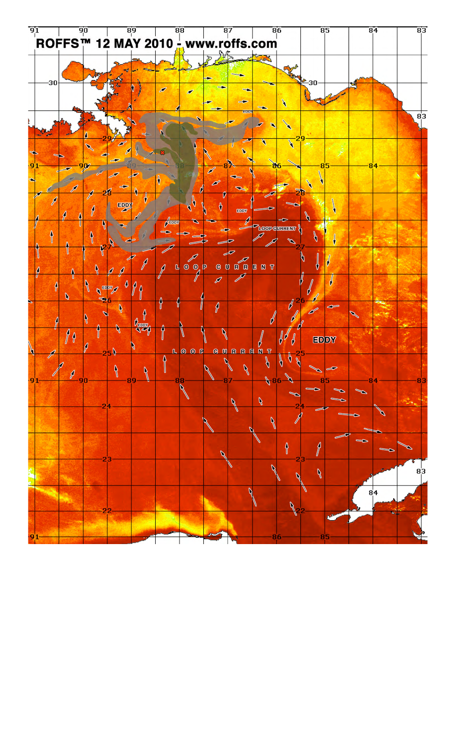ROFFS™ 12 MAY 2010 - www.roffs.com

EDDY

LOOP CURRENT

LOOP CURRENT

LOOP CURRENT

EDDY